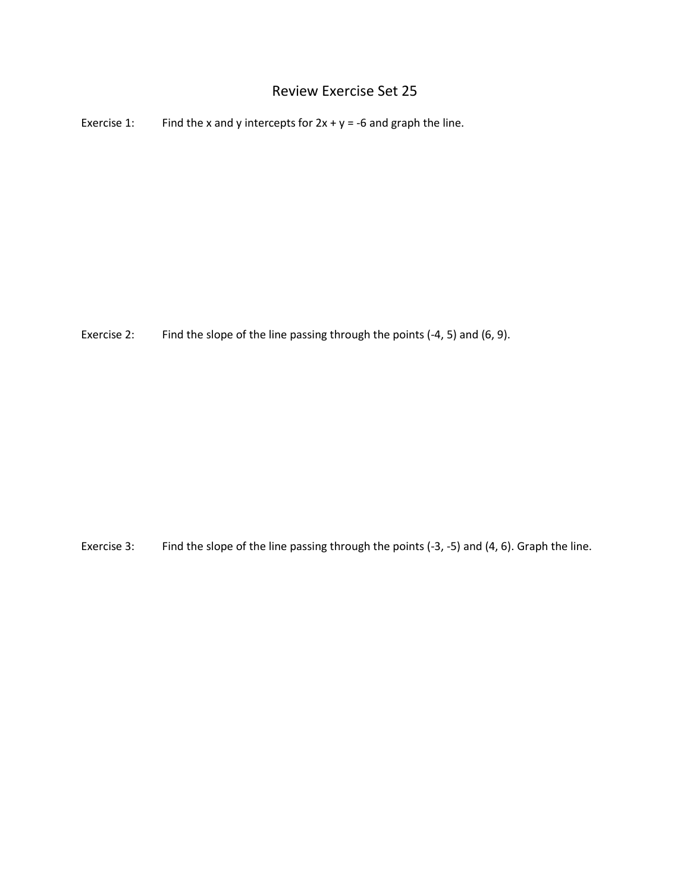# Review Exercise Set 25

Exercise 1: Find the x and y intercepts for $2x + y = -6$ and graph the line.

Exercise 2: Find the slope of the line passing through the points $(-4, 5)$ and $(6, 9)$.

Exercise 3: Find the slope of the line passing through the points $(-3, -5)$ and $(4, 6)$. Graph the line.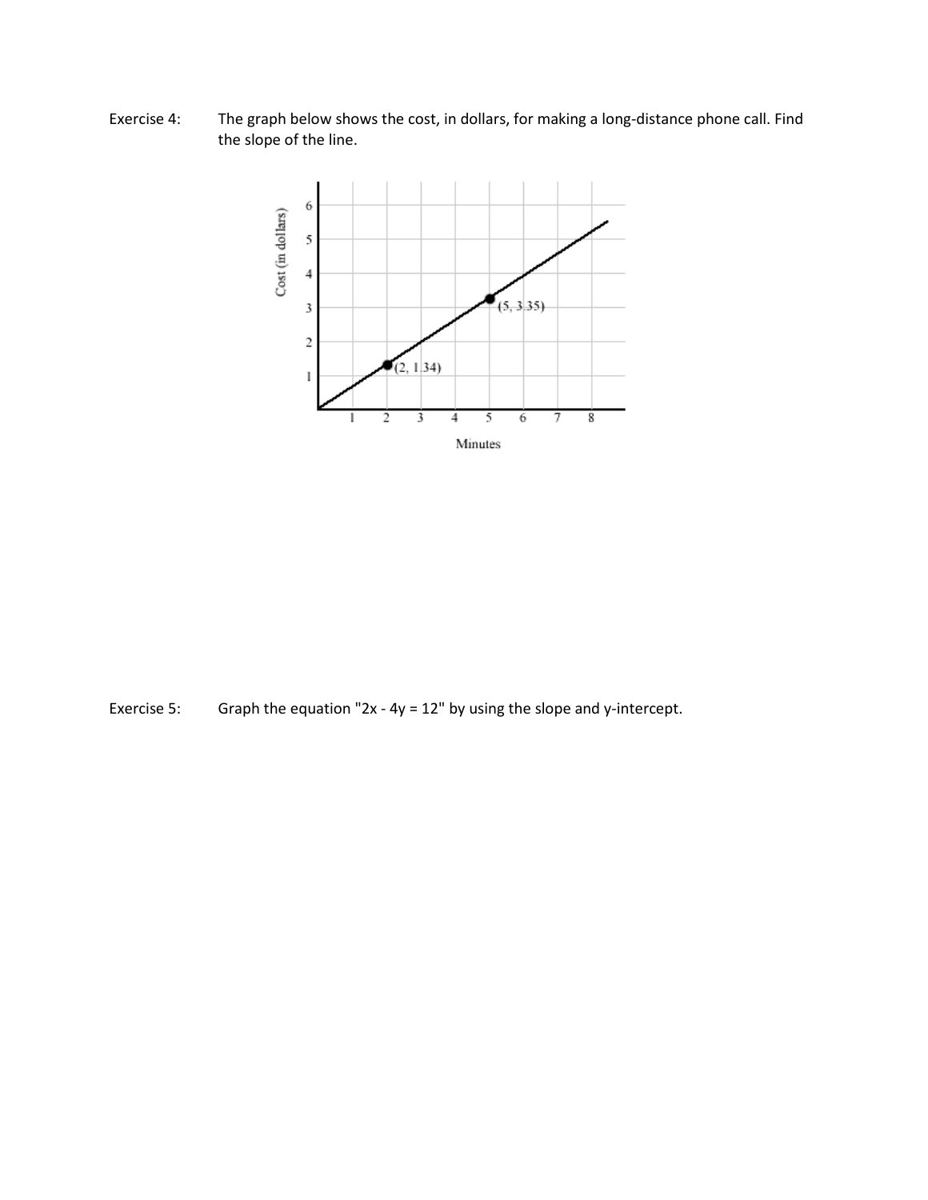Exercise 4: The graph below shows the cost, in dollars, for making a long-distance phone call. Find the slope of the line.

Exercise 5: Graph the equation "2x - 4y = 12" by using the slope and y-intercept.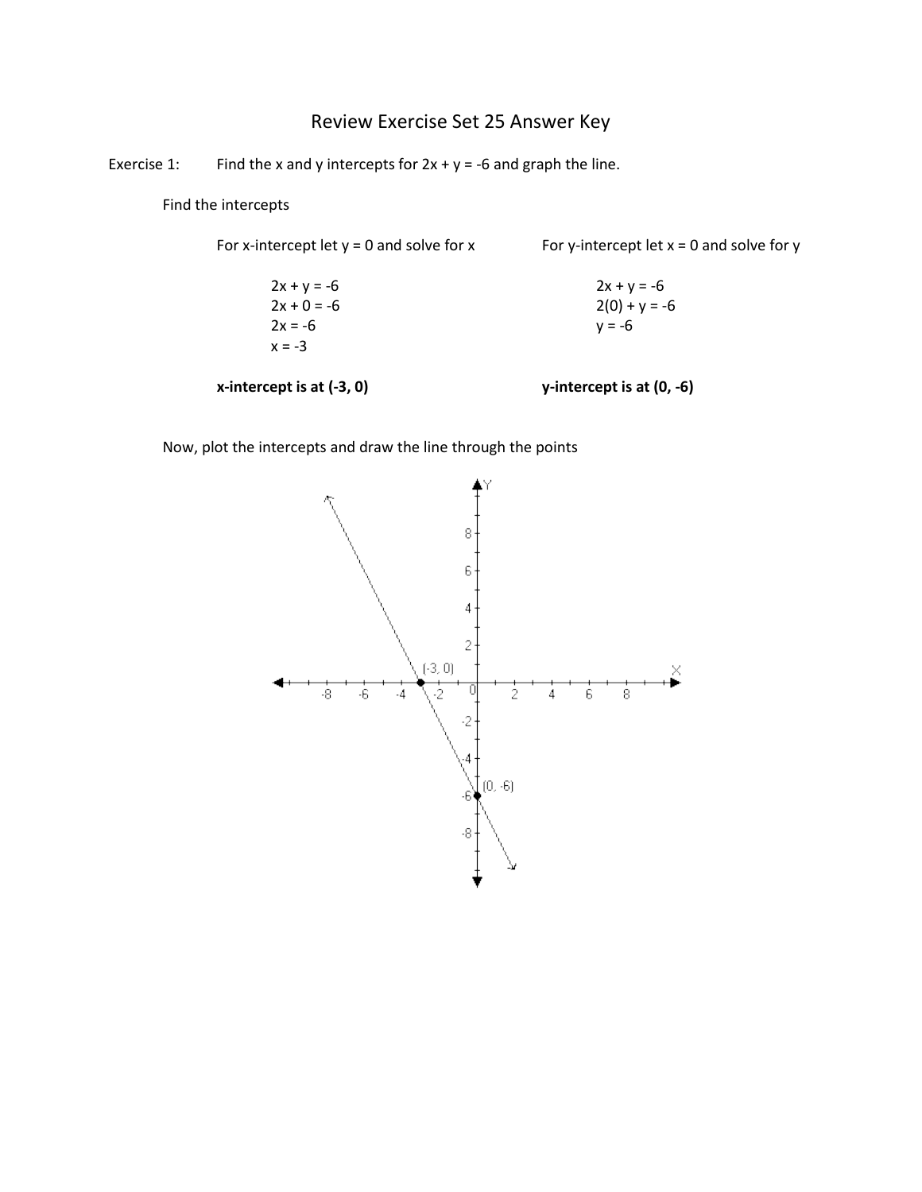# Review Exercise Set 25 Answer Key

Exercise 1: Find the x and y intercepts for $2x + y = -6$ and graph the line.

Find the intercepts

For x-intercept let $y = 0$ and solve for x

$$2x + y = -6$$
$$2x + 0 = -6$$
$$2x = -6$$
$$x = -3$$

**x-intercept is at (-3, 0)**

For y-intercept let $x = 0$ and solve for y

$$2x + y = -6$$
$$2(0) + y = -6$$
$$y = -6$$

**y-intercept is at (0, -6)**

Now, plot the intercepts and draw the line through the points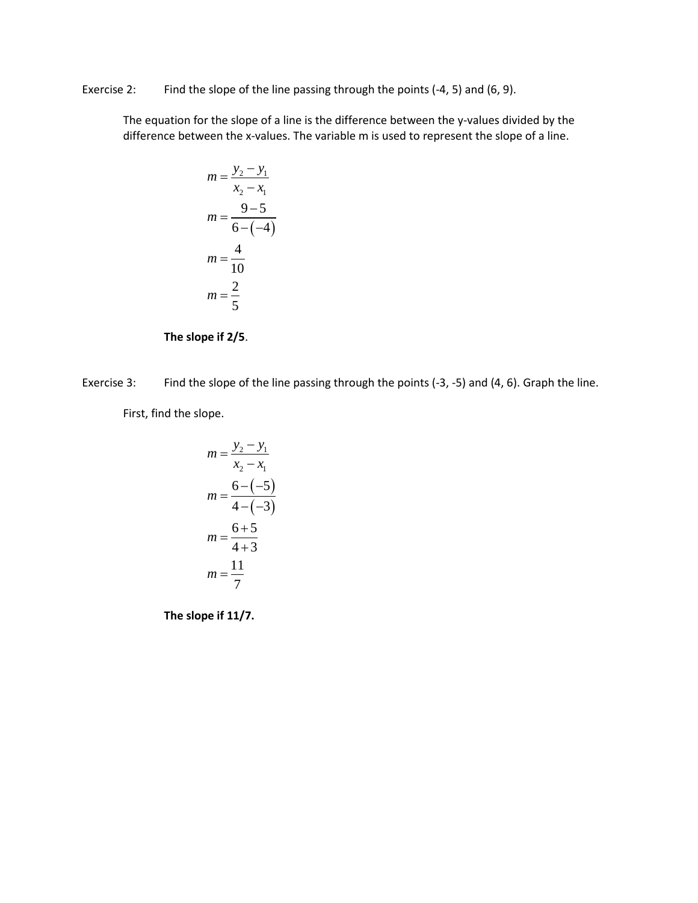Exercise 2: Find the slope of the line passing through the points (-4, 5) and (6, 9).

The equation for the slope of a line is the difference between the y-values divided by the difference between the x-values. The variable m is used to represent the slope of a line.

$$m = \frac{y_2 - y_1}{x_2 - x_1}$$

$$m = \frac{9-5}{6-(-4)}$$

$$m = \frac{4}{10}$$

$$m = \frac{2}{5}$$

**The slope if 2/5**.

Exercise 3: Find the slope of the line passing through the points (-3, -5) and (4, 6). Graph the line.

First, find the slope.

$$m = \frac{y_2 - y_1}{x_2 - x_1}$$

$$m = \frac{6-(-5)}{4-(-3)}$$

$$m = \frac{6+5}{4+3}$$

$$m = \frac{11}{7}$$

**The slope if 11/7.**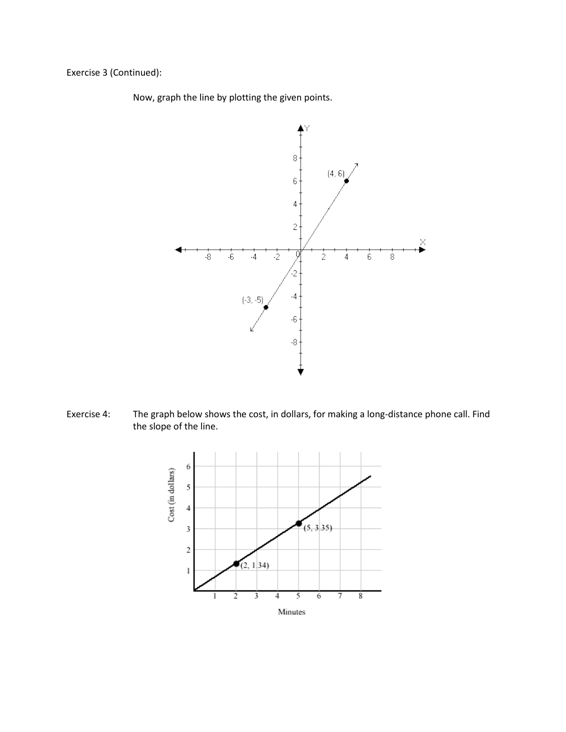Exercise 3 (Continued):

Now, graph the line by plotting the given points.

Exercise 4: The graph below shows the cost, in dollars, for making a long-distance phone call. Find the slope of the line.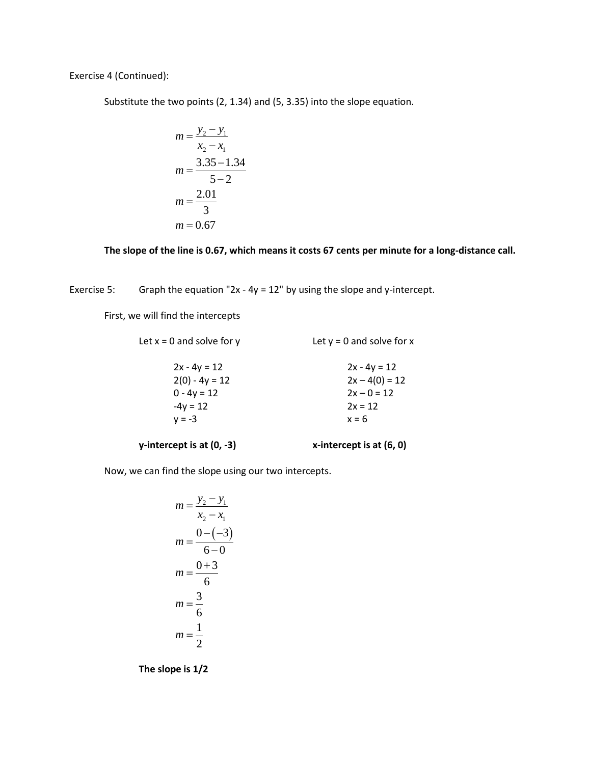Exercise 4 (Continued):

Substitute the two points (2, 1.34) and (5, 3.35) into the slope equation.

$$m = \frac{y_2 - y_1}{x_2 - x_1}$$

$$m = \frac{3.35 - 1.34}{5 - 2}$$

$$m = \frac{2.01}{3}$$

$$m = 0.67$$

**The slope of the line is 0.67, which means it costs 67 cents per minute for a long-distance call.**

Exercise 5: Graph the equation "2x - 4y = 12" by using the slope and y-intercept.

First, we will find the intercepts

Let x = 0 and solve for y

2x - 4y = 12
2(0) - 4y = 12
0 - 4y = 12
-4y = 12
y = -3

**y-intercept is at (0, -3)**

Let y = 0 and solve for x

2x - 4y = 12
2x – 4(0) = 12
2x – 0 = 12
2x = 12
x = 6

**x-intercept is at (6, 0)**

Now, we can find the slope using our two intercepts.

$$m = \frac{y_2 - y_1}{x_2 - x_1}$$

$$m = \frac{0 - (-3)}{6 - 0}$$

$$m = \frac{0 + 3}{6}$$

$$m = \frac{3}{6}$$

$$m = \frac{1}{2}$$

**The slope is 1/2**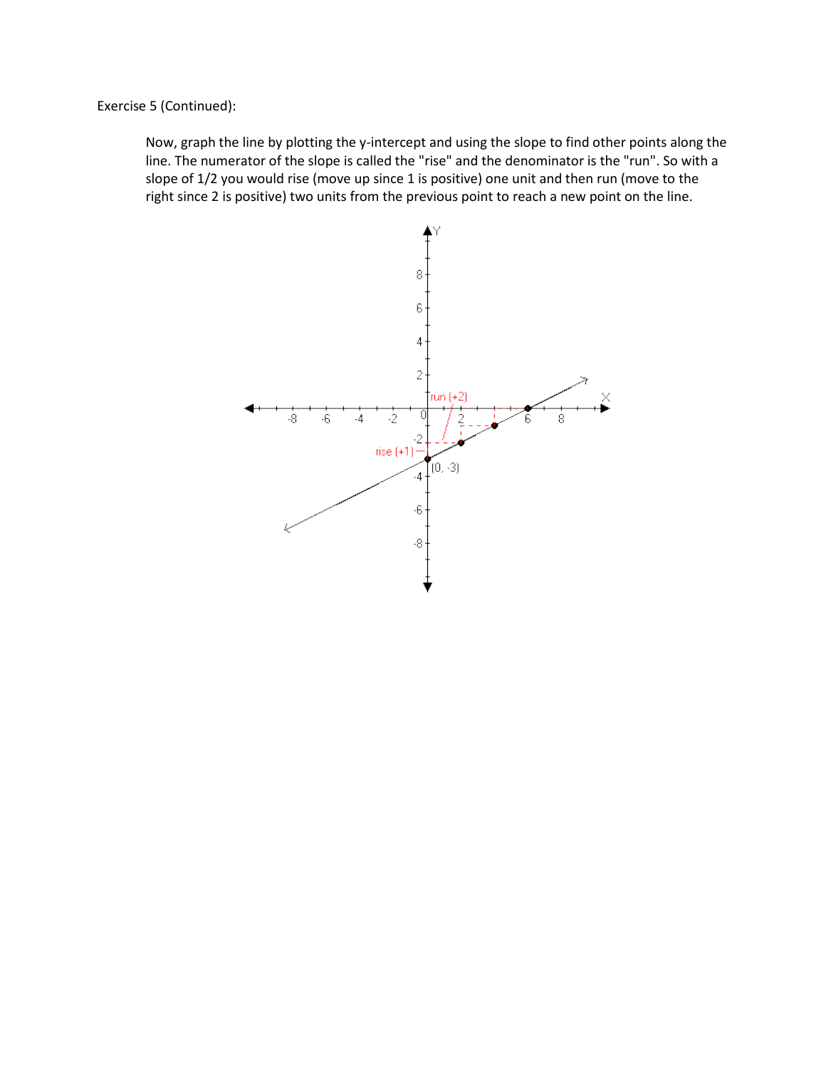Exercise 5 (Continued):

Now, graph the line by plotting the y-intercept and using the slope to find other points along the line. The numerator of the slope is called the "rise" and the denominator is the "run". So with a slope of 1/2 you would rise (move up since 1 is positive) one unit and then run (move to the right since 2 is positive) two units from the previous point to reach a new point on the line.

Y

X

8

6

4

2

0

-2

-4

-6

-8

-8 -6 -4 -2 2 6 8

run (+2)

rise (+1)

(0, -3)